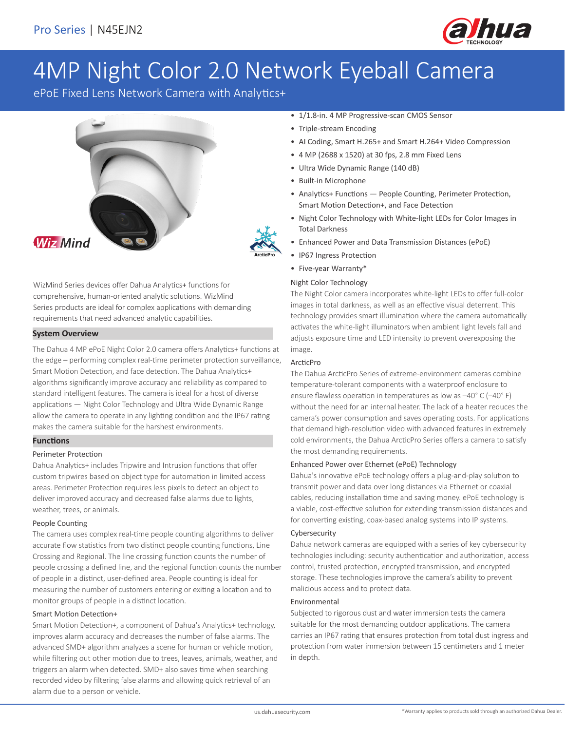Pro Series | N45EJN2

# 4MP Night Color 2.0 Network Eyeball Camera

ePoE Fixed Lens Network Camera with Analytics+

- 1/1.8-in. 4 MP Progressive-scan CMOS Sensor
- Triple-stream Encoding
- AI Coding, Smart H.265+ and Smart H.264+ Video Compression
- 4 MP (2688 x 1520) at 30 fps, 2.8 mm Fixed Lens
- Ultra Wide Dynamic Range (140 dB)
- Built-in Microphone
- Analytics+ Functions — People Counting, Perimeter Protection, Smart Motion Detection+, and Face Detection
- Night Color Technology with White-light LEDs for Color Images in Total Darkness
- Enhanced Power and Data Transmission Distances (ePoE)
- IP67 Ingress Protection
- Five-year Warranty*

WizMind Series devices offer Dahua Analytics+ functions for comprehensive, human-oriented analytic solutions. WizMind Series products are ideal for complex applications with demanding requirements that need advanced analytic capabilities.

## System Overview

The Dahua 4 MP ePoE Night Color 2.0 camera offers Analytics+ functions at the edge – performing complex real-time perimeter protection surveillance, Smart Motion Detection, and face detection. The Dahua Analytics+ algorithms significantly improve accuracy and reliability as compared to standard intelligent features. The camera is ideal for a host of diverse applications — Night Color Technology and Ultra Wide Dynamic Range allow the camera to operate in any lighting condition and the IP67 rating makes the camera suitable for the harshest environments.

## Functions

### Perimeter Protection

Dahua Analytics+ includes Tripwire and Intrusion functions that offer custom tripwires based on object type for automation in limited access areas. Perimeter Protection requires less pixels to detect an object to deliver improved accuracy and decreased false alarms due to lights, weather, trees, or animals.

### People Counting

The camera uses complex real-time people counting algorithms to deliver accurate flow statistics from two distinct people counting functions, Line Crossing and Regional. The line crossing function counts the number of people crossing a defined line, and the regional function counts the number of people in a distinct, user-defined area. People counting is ideal for measuring the number of customers entering or exiting a location and to monitor groups of people in a distinct location.

### Smart Motion Detection+

Smart Motion Detection+, a component of Dahua's Analytics+ technology, improves alarm accuracy and decreases the number of false alarms. The advanced SMD+ algorithm analyzes a scene for human or vehicle motion, while filtering out other motion due to trees, leaves, animals, weather, and triggers an alarm when detected. SMD+ also saves time when searching recorded video by filtering false alarms and allowing quick retrieval of an alarm due to a person or vehicle.

### Night Color Technology

The Night Color camera incorporates white-light LEDs to offer full-color images in total darkness, as well as an effective visual deterrent. This technology provides smart illumination where the camera automatically activates the white-light illuminators when ambient light levels fall and adjusts exposure time and LED intensity to prevent overexposing the image.

### ArcticPro

The Dahua ArcticPro Series of extreme-environment cameras combine temperature-tolerant components with a waterproof enclosure to ensure flawless operation in temperatures as low as –40° C (–40° F) without the need for an internal heater. The lack of a heater reduces the camera's power consumption and saves operating costs. For applications that demand high-resolution video with advanced features in extremely cold environments, the Dahua ArcticPro Series offers a camera to satisfy the most demanding requirements.

### Enhanced Power over Ethernet (ePoE) Technology

Dahua's innovative ePoE technology offers a plug-and-play solution to transmit power and data over long distances via Ethernet or coaxial cables, reducing installation time and saving money. ePoE technology is a viable, cost-effective solution for extending transmission distances and for converting existing, coax-based analog systems into IP systems.

### Cybersecurity

Dahua network cameras are equipped with a series of key cybersecurity technologies including: security authentication and authorization, access control, trusted protection, encrypted transmission, and encrypted storage. These technologies improve the camera's ability to prevent malicious access and to protect data.

### Environmental

Subjected to rigorous dust and water immersion tests the camera suitable for the most demanding outdoor applications. The camera carries an IP67 rating that ensures protection from total dust ingress and protection from water immersion between 15 centimeters and 1 meter in depth.

*Warranty applies to products sold through an authorized Dahua Dealer.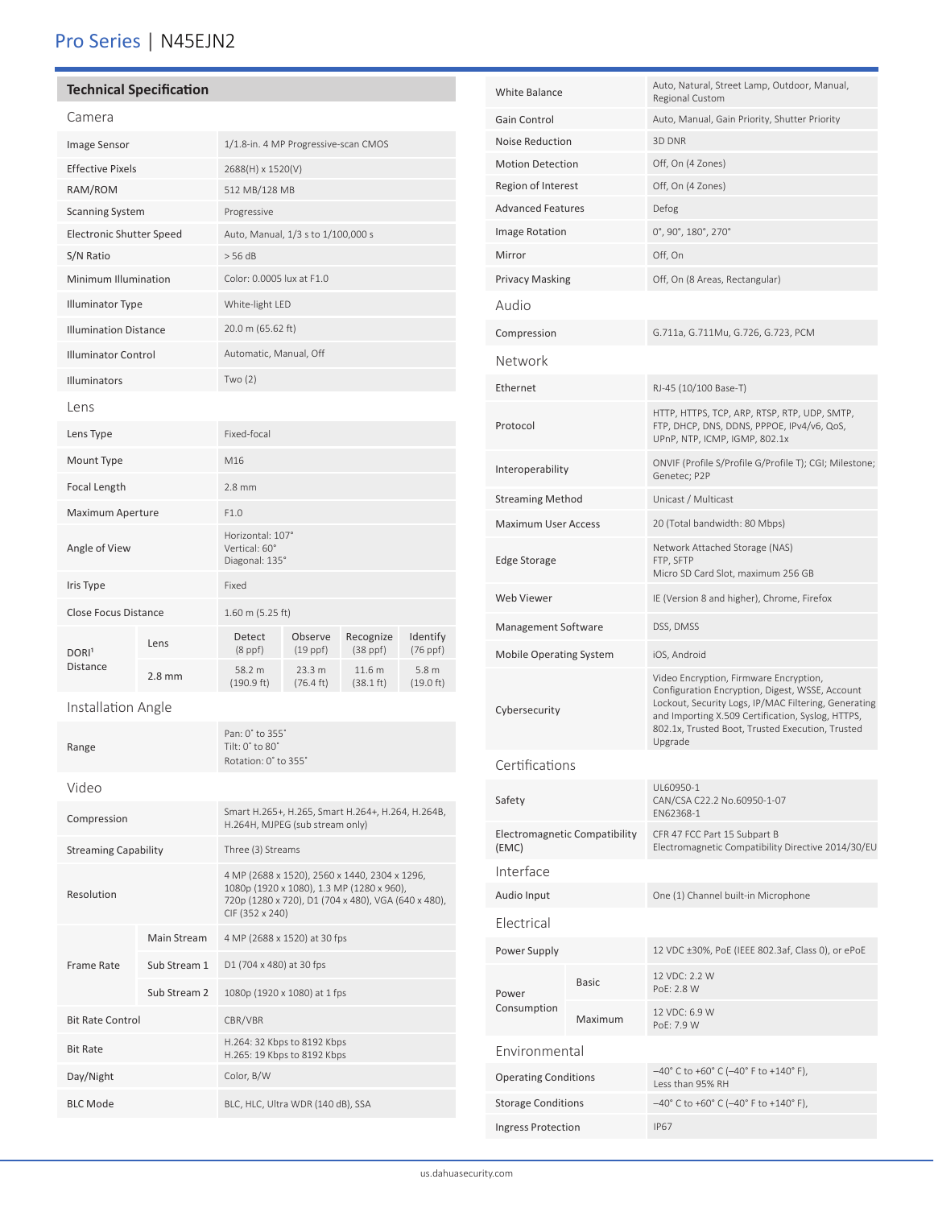# Pro Series | N45EJN2

## Technical Specification

### Camera

| | |
|---|---|
| Image Sensor | 1/1.8-in. 4 MP Progressive-scan CMOS |
| Effective Pixels | 2688(H) x 1520(V) |
| RAM/ROM | 512 MB/128 MB |
| Scanning System | Progressive |
| Electronic Shutter Speed | Auto, Manual, 1/3 s to 1/100,000 s |
| S/N Ratio | > 56 dB |
| Minimum Illumination | Color: 0.0005 lux at F1.0 |
| Illuminator Type | White-light LED |
| Illumination Distance | 20.0 m (65.62 ft) |
| Illuminator Control | Automatic, Manual, Off |
| Illuminators | Two (2) |

### Lens

| | | | | | |
|---|---|---|---|---|---|
| Lens Type | | Fixed-focal | | | |
| Mount Type | | M16 | | | |
| Focal Length | | 2.8 mm | | | |
| Maximum Aperture | | F1.0 | | | |
| Angle of View | | Horizontal: 107°<br>Vertical: 60°<br>Diagonal: 135° | | | |
| Iris Type | | Fixed | | | |
| Close Focus Distance | | 1.60 m (5.25 ft) | | | |
| DORI[1] Distance | Lens | Detect (8 ppf) | Observe (19 ppf) | Recognize (38 ppf) | Identify (76 ppf) |
| | 2.8 mm | 58.2 m (190.9 ft) | 23.3 m (76.4 ft) | 11.6 m (38.1 ft) | 5.8 m (19.0 ft) |

### Installation Angle

| | |
|---|---|
| Range | Pan: 0° to 355°<br>Tilt: 0° to 80°<br>Rotation: 0° to 355° |

### Video

| | | |
|---|---|---|
| Compression | | Smart H.265+, H.265, Smart H.264+, H.264, H.264B, H.264H, MJPEG (sub stream only) |
| Streaming Capability | | Three (3) Streams |
| Resolution | | 4 MP (2688 x 1520), 2560 x 1440, 2304 x 1296, 1080p (1920 x 1080), 1.3 MP (1280 x 960), 720p (1280 x 720), D1 (704 x 480), VGA (640 x 480), CIF (352 x 240) |
| Frame Rate | Main Stream | 4 MP (2688 x 1520) at 30 fps |
| | Sub Stream 1 | D1 (704 x 480) at 30 fps |
| | Sub Stream 2 | 1080p (1920 x 1080) at 1 fps |
| Bit Rate Control | | CBR/VBR |
| Bit Rate | | H.264: 32 Kbps to 8192 Kbps<br>H.265: 19 Kbps to 8192 Kbps |
| Day/Night | | Color, B/W |
| BLC Mode | | BLC, HLC, Ultra WDR (140 dB), SSA |
| White Balance | | Auto, Natural, Street Lamp, Outdoor, Manual, Regional Custom |
| Gain Control | | Auto, Manual, Gain Priority, Shutter Priority |
| Noise Reduction | | 3D DNR |
| Motion Detection | | Off, On (4 Zones) |
| Region of Interest | | Off, On (4 Zones) |
| Advanced Features | | Defog |
| Image Rotation | | 0°, 90°, 180°, 270° |
| Mirror | | Off, On |
| Privacy Masking | | Off, On (8 Areas, Rectangular) |

### Audio

| | |
|---|---|
| Compression | G.711a, G.711Mu, G.726, G.723, PCM |

### Network

| | |
|---|---|
| Ethernet | RJ-45 (10/100 Base-T) |
| Protocol | HTTP, HTTPS, TCP, ARP, RTSP, RTP, UDP, SMTP, FTP, DHCP, DNS, DDNS, PPPOE, IPv4/v6, QoS, UPnP, NTP, ICMP, IGMP, 802.1x |
| Interoperability | ONVIF (Profile S/Profile G/Profile T); CGI; Milestone; Genetec; P2P |
| Streaming Method | Unicast / Multicast |
| Maximum User Access | 20 (Total bandwidth: 80 Mbps) |
| Edge Storage | Network Attached Storage (NAS)<br>FTP, SFTP<br>Micro SD Card Slot, maximum 256 GB |
| Web Viewer | IE (Version 8 and higher), Chrome, Firefox |
| Management Software | DSS, DMSS |
| Mobile Operating System | iOS, Android |
| Cybersecurity | Video Encryption, Firmware Encryption, Configuration Encryption, Digest, WSSE, Account Lockout, Security Logs, IP/MAC Filtering, Generating and Importing X.509 Certification, Syslog, HTTPS, 802.1x, Trusted Boot, Trusted Execution, Trusted Upgrade |

### Certifications

| | |
|---|---|
| Safety | UL60950-1<br>CAN/CSA C22.2 No.60950-1-07<br>EN62368-1 |
| Electromagnetic Compatibility (EMC) | CFR 47 FCC Part 15 Subpart B<br>Electromagnetic Compatibility Directive 2014/30/EU |

### Interface

| | |
|---|---|
| Audio Input | One (1) Channel built-in Microphone |

### Electrical

| | | |
|---|---|---|
| Power Supply | | 12 VDC ±30%, PoE (IEEE 802.3af, Class 0), or ePoE |
| Power Consumption | Basic | 12 VDC: 2.2 W<br>PoE: 2.8 W |
| | Maximum | 12 VDC: 6.9 W<br>PoE: 7.9 W |

### Environmental

| | |
|---|---|
| Operating Conditions | –40° C to +60° C (–40° F to +140° F), Less than 95% RH |
| Storage Conditions | –40° C to +60° C (–40° F to +140° F), |
| Ingress Protection | IP67 |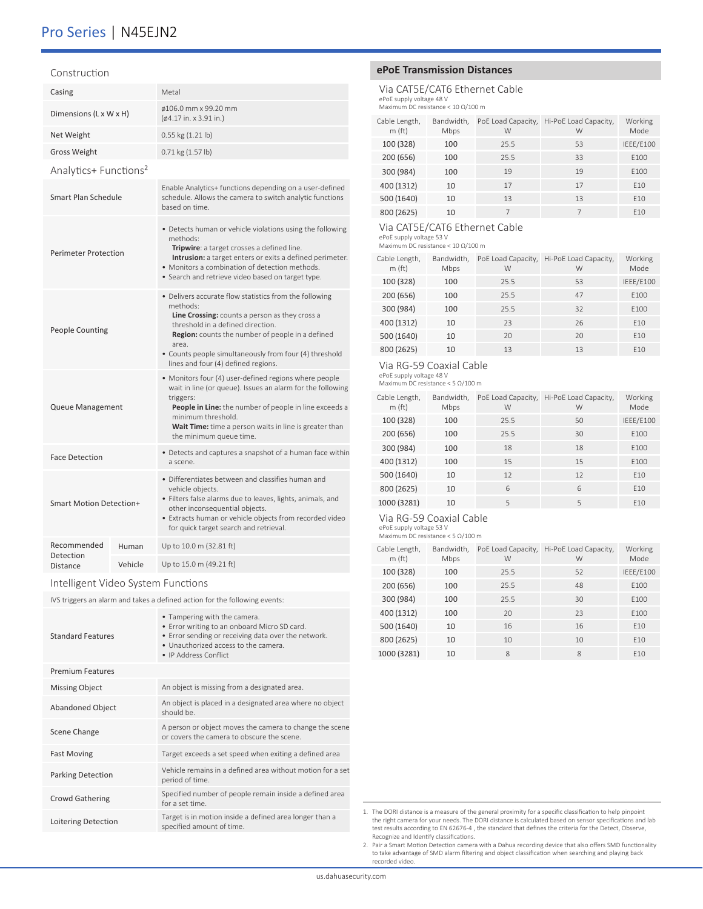## Construction

| | |
|---|---|
| Casing | Metal |
| Dimensions (L x W x H) | ø106.0 mm x 99.20 mm (ø4.17 in. x 3.91 in.) |
| Net Weight | 0.55 kg (1.21 lb) |
| Gross Weight | 0.71 kg (1.57 lb) |

## Analytics+ Functions[2]

| | | |
|---|---|---|
| Smart Plan Schedule | | Enable Analytics+ functions depending on a user-defined schedule. Allows the camera to switch analytic functions based on time. |
| Perimeter Protection | | • Detects human or vehicle violations using the following methods: **Tripwire**: a target crosses a defined line. **Intrusion:** a target enters or exits a defined perimeter. • Monitors a combination of detection methods. • Search and retrieve video based on target type. |
| People Counting | | • Delivers accurate flow statistics from the following methods: **Line Crossing:** counts a person as they cross a threshold in a defined direction. **Region:** counts the number of people in a defined area. • Counts people simultaneously from four (4) threshold lines and four (4) defined regions. |
| Queue Management | | • Monitors four (4) user-defined regions where people wait in line (or queue). Issues an alarm for the following triggers: **People in Line:** the number of people in line exceeds a minimum threshold. **Wait Time:** time a person waits in line is greater than the minimum queue time. |
| Face Detection | | • Detects and captures a snapshot of a human face within a scene. |
| Smart Motion Detection+ | | • Differentiates between and classifies human and vehicle objects. • Filters false alarms due to leaves, lights, animals, and other inconsequential objects. • Extracts human or vehicle objects from recorded video for quick target search and retrieval. |
| Recommended Detection Distance | Human | Up to 10.0 m (32.81 ft) |
| | Vehicle | Up to 15.0 m (49.21 ft) |

## Intelligent Video System Functions

IVS triggers an alarm and takes a defined action for the following events:

| | |
|---|---|
| Standard Features | • Tampering with the camera. • Error writing to an onboard Micro SD card. • Error sending or receiving data over the network. • Unauthorized access to the camera. • IP Address Conflict |
| **Premium Features** | |
| Missing Object | An object is missing from a designated area. |
| Abandoned Object | An object is placed in a designated area where no object should be. |
| Scene Change | A person or object moves the camera to change the scene or covers the camera to obscure the scene. |
| Fast Moving | Target exceeds a set speed when exiting a defined area |
| Parking Detection | Vehicle remains in a defined area without motion for a set period of time. |
| Crowd Gathering | Specified number of people remain inside a defined area for a set time. |
| Loitering Detection | Target is in motion inside a defined area longer than a specified amount of time. |

## ePoE Transmission Distances

### Via CAT5E/CAT6 Ethernet Cable

ePoE supply voltage 48 V
Maximum DC resistance < 10 Ω/100 m

| Cable Length, m (ft) | Bandwidth, Mbps | PoE Load Capacity, W | Hi-PoE Load Capacity, W | Working Mode |
|---|---|---|---|---|
| 100 (328) | 100 | 25.5 | 53 | IEEE/E100 |
| 200 (656) | 100 | 25.5 | 33 | E100 |
| 300 (984) | 100 | 19 | 19 | E100 |
| 400 (1312) | 10 | 17 | 17 | E10 |
| 500 (1640) | 10 | 13 | 13 | E10 |
| 800 (2625) | 10 | 7 | 7 | E10 |

### Via CAT5E/CAT6 Ethernet Cable

ePoE supply voltage 53 V
Maximum DC resistance < 10 Ω/100 m

| Cable Length, m (ft) | Bandwidth, Mbps | PoE Load Capacity, W | Hi-PoE Load Capacity, W | Working Mode |
|---|---|---|---|---|
| 100 (328) | 100 | 25.5 | 53 | IEEE/E100 |
| 200 (656) | 100 | 25.5 | 47 | E100 |
| 300 (984) | 100 | 25.5 | 32 | E100 |
| 400 (1312) | 10 | 23 | 26 | E10 |
| 500 (1640) | 10 | 20 | 20 | E10 |
| 800 (2625) | 10 | 13 | 13 | E10 |

### Via RG-59 Coaxial Cable

ePoE supply voltage 48 V
Maximum DC resistance < 5 Ω/100 m

| Cable Length, m (ft) | Bandwidth, Mbps | PoE Load Capacity, W | Hi-PoE Load Capacity, W | Working Mode |
|---|---|---|---|---|
| 100 (328) | 100 | 25.5 | 50 | IEEE/E100 |
| 200 (656) | 100 | 25.5 | 30 | E100 |
| 300 (984) | 100 | 18 | 18 | E100 |
| 400 (1312) | 100 | 15 | 15 | E100 |
| 500 (1640) | 10 | 12 | 12 | E10 |
| 800 (2625) | 10 | 6 | 6 | E10 |
| 1000 (3281) | 10 | 5 | 5 | E10 |

### Via RG-59 Coaxial Cable

ePoE supply voltage 53 V
Maximum DC resistance < 5 Ω/100 m

| Cable Length, m (ft) | Bandwidth, Mbps | PoE Load Capacity, W | Hi-PoE Load Capacity, W | Working Mode |
|---|---|---|---|---|
| 100 (328) | 100 | 25.5 | 52 | IEEE/E100 |
| 200 (656) | 100 | 25.5 | 48 | E100 |
| 300 (984) | 100 | 25.5 | 30 | E100 |
| 400 (1312) | 100 | 20 | 23 | E100 |
| 500 (1640) | 10 | 16 | 16 | E10 |
| 800 (2625) | 10 | 10 | 10 | E10 |
| 1000 (3281) | 10 | 8 | 8 | E10 |

1. The DORI distance is a measure of the general proximity for a specific classification to help pinpoint the right camera for your needs. The DORI distance is calculated based on sensor specifications and lab test results according to EN 62676-4 , the standard that defines the criteria for the Detect, Observe, Recognize and Identify classifications.
2. Pair a Smart Motion Detection camera with a Dahua recording device that also offers SMD functionality to take advantage of SMD alarm filtering and object classification when searching and playing back recorded video.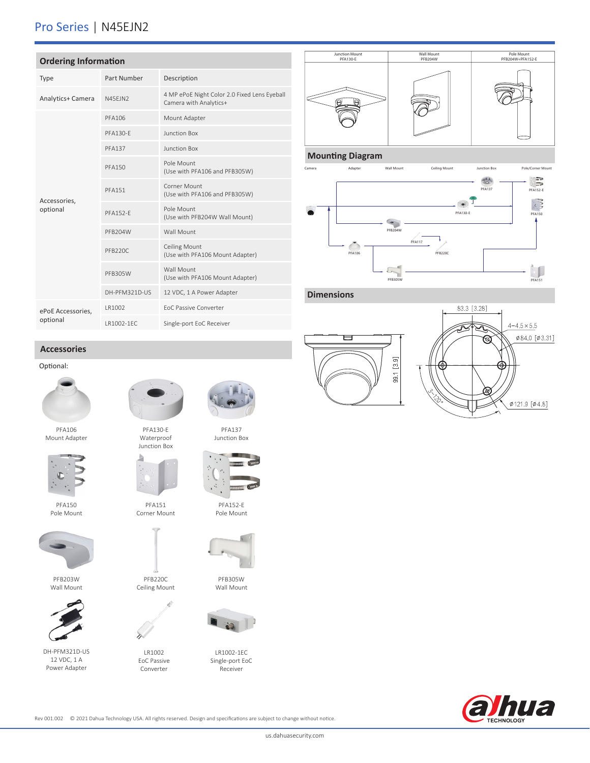## Ordering Information

| Type | Part Number | Description |
|---|---|---|
| Analytics+ Camera | N45EJN2 | 4 MP ePoE Night Color 2.0 Fixed Lens Eyeball Camera with Analytics+ |
| Accessories, optional | PFA106 | Mount Adapter |
| | PFA130-E | Junction Box |
| | PFA137 | Junction Box |
| | PFA150 | Pole Mount (Use with PFA106 and PFB305W) |
| | PFA151 | Corner Mount (Use with PFA106 and PFB305W) |
| | PFA152-E | Pole Mount (Use with PFB204W Wall Mount) |
| | PFB204W | Wall Mount |
| | PFB220C | Ceiling Mount (Use with PFA106 Mount Adapter) |
| | PFB305W | Wall Mount (Use with PFA106 Mount Adapter) |
| | DH-PFM321D-US | 12 VDC, 1 A Power Adapter |
| ePoE Accessories, optional | LR1002 | EoC Passive Converter |
| | LR1002-1EC | Single-port EoC Receiver |

## Accessories

Optional:

PFA106
Mount Adapter

PFA130-E
Waterproof
Junction Box

PFA137
Junction Box

PFA150
Pole Mount

PFA151
Corner Mount

PFA152-E
Pole Mount

PFB203W
Wall Mount

PFB220C
Ceiling Mount

PFB305W
Wall Mount

DH-PFM321D-US
12 VDC, 1 A
Power Adapter

LR1002
EoC Passive
Converter

LR1002-1EC
Single-port EoC
Receiver

Junction Mount
PFA130-E

Wall Mount
PFB204W

Pole Mount
PFB204W+PFA152-E

## Mounting Diagram

Camera
Adapter
Wall Mount
Ceiling Mount
Junction Box
Pole/Corner Mount

PFA137
PFA152-E
PFA130-E
PFA150
PFB204W
PFA117
PFA106
PFB220C
PFB305W
PFA151

## Dimensions

83.3 [3.28]
4−4.5×5.5
Ø84.0 [Ø3.31]
99.1 [3.9]
3-120°
Ø121.9 [Ø4.8]

Rev 001.002 © 2021 Dahua Technology USA. All rights reserved. Design and specifications are subject to change without notice.

us.dahuasecurity.com